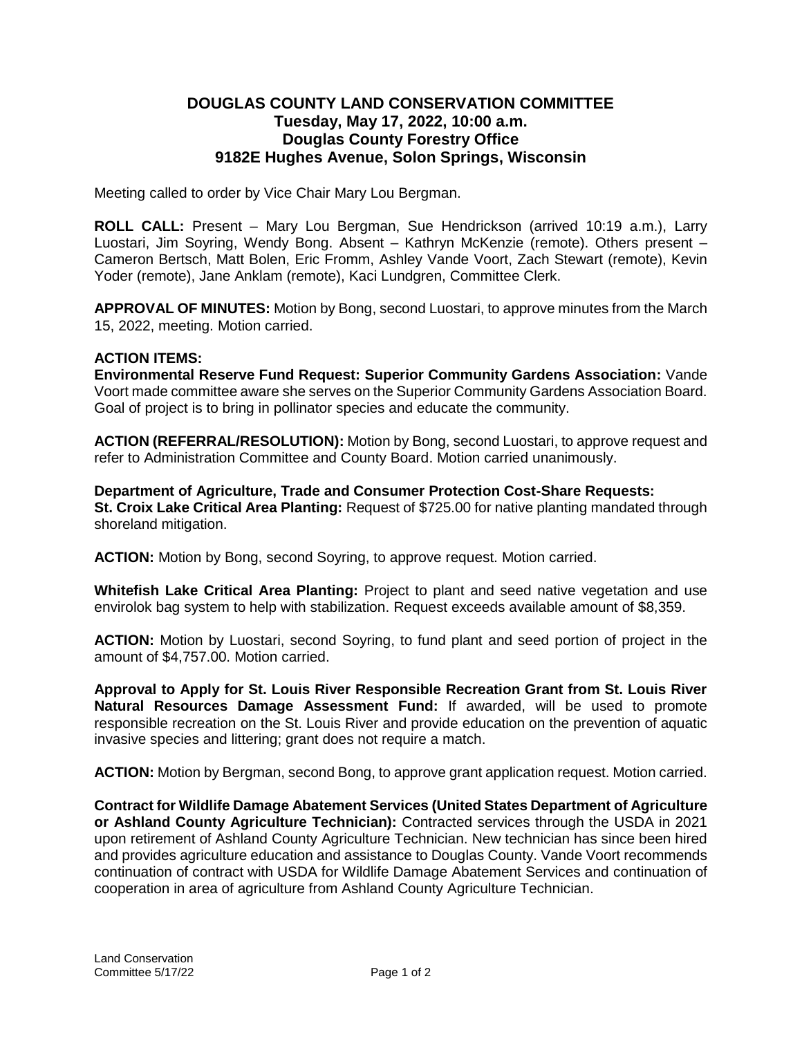# DOUGLAS COUNTY LAND CONSERVATION COMMITTEE
## Tuesday, May 17, 2022, 10:00 a.m.
## Douglas County Forestry Office
## 9182E Hughes Avenue, Solon Springs, Wisconsin

Meeting called to order by Vice Chair Mary Lou Bergman.

**ROLL CALL:** Present – Mary Lou Bergman, Sue Hendrickson (arrived 10:19 a.m.), Larry Luostari, Jim Soyring, Wendy Bong. Absent – Kathryn McKenzie (remote). Others present – Cameron Bertsch, Matt Bolen, Eric Fromm, Ashley Vande Voort, Zach Stewart (remote), Kevin Yoder (remote), Jane Anklam (remote), Kaci Lundgren, Committee Clerk.

**APPROVAL OF MINUTES:** Motion by Bong, second Luostari, to approve minutes from the March 15, 2022, meeting. Motion carried.

**ACTION ITEMS:**

**Environmental Reserve Fund Request: Superior Community Gardens Association:** Vande Voort made committee aware she serves on the Superior Community Gardens Association Board. Goal of project is to bring in pollinator species and educate the community.

**ACTION (REFERRAL/RESOLUTION):** Motion by Bong, second Luostari, to approve request and refer to Administration Committee and County Board. Motion carried unanimously.

**Department of Agriculture, Trade and Consumer Protection Cost-Share Requests:**
**St. Croix Lake Critical Area Planting:** Request of $725.00 for native planting mandated through shoreland mitigation.

**ACTION:** Motion by Bong, second Soyring, to approve request. Motion carried.

**Whitefish Lake Critical Area Planting:** Project to plant and seed native vegetation and use envirolok bag system to help with stabilization. Request exceeds available amount of $8,359.

**ACTION:** Motion by Luostari, second Soyring, to fund plant and seed portion of project in the amount of $4,757.00. Motion carried.

**Approval to Apply for St. Louis River Responsible Recreation Grant from St. Louis River Natural Resources Damage Assessment Fund:** If awarded, will be used to promote responsible recreation on the St. Louis River and provide education on the prevention of aquatic invasive species and littering; grant does not require a match.

**ACTION:** Motion by Bergman, second Bong, to approve grant application request. Motion carried.

**Contract for Wildlife Damage Abatement Services (United States Department of Agriculture or Ashland County Agriculture Technician):** Contracted services through the USDA in 2021 upon retirement of Ashland County Agriculture Technician. New technician has since been hired and provides agriculture education and assistance to Douglas County. Vande Voort recommends continuation of contract with USDA for Wildlife Damage Abatement Services and continuation of cooperation in area of agriculture from Ashland County Agriculture Technician.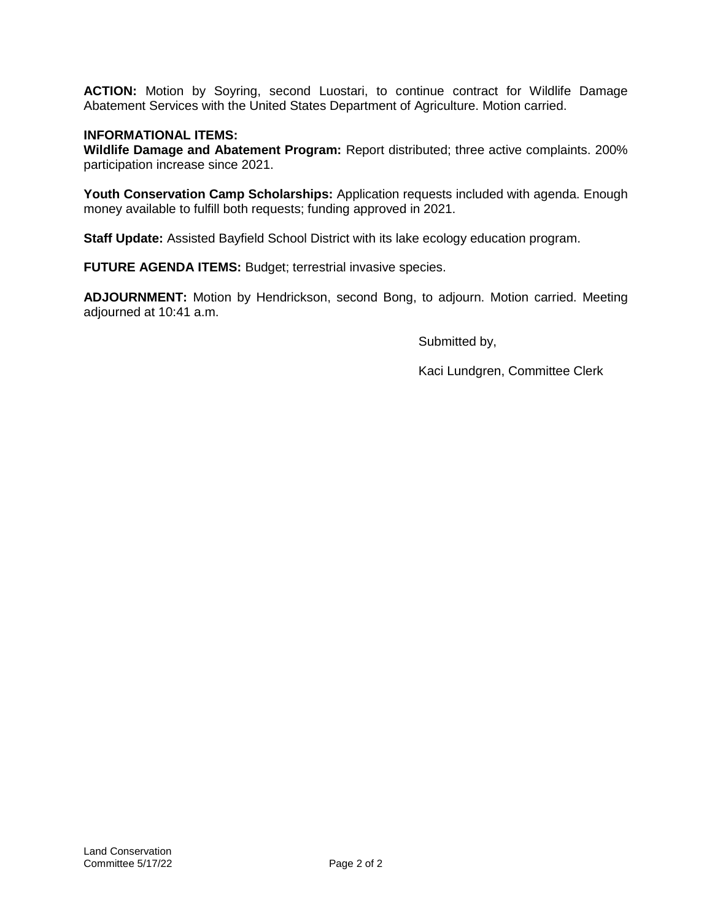**ACTION:** Motion by Soyring, second Luostari, to continue contract for Wildlife Damage Abatement Services with the United States Department of Agriculture. Motion carried.

**INFORMATIONAL ITEMS:**
**Wildlife Damage and Abatement Program:** Report distributed; three active complaints. 200% participation increase since 2021.

**Youth Conservation Camp Scholarships:** Application requests included with agenda. Enough money available to fulfill both requests; funding approved in 2021.

**Staff Update:** Assisted Bayfield School District with its lake ecology education program.

**FUTURE AGENDA ITEMS:** Budget; terrestrial invasive species.

**ADJOURNMENT:** Motion by Hendrickson, second Bong, to adjourn. Motion carried. Meeting adjourned at 10:41 a.m.

Submitted by,

Kaci Lundgren, Committee Clerk